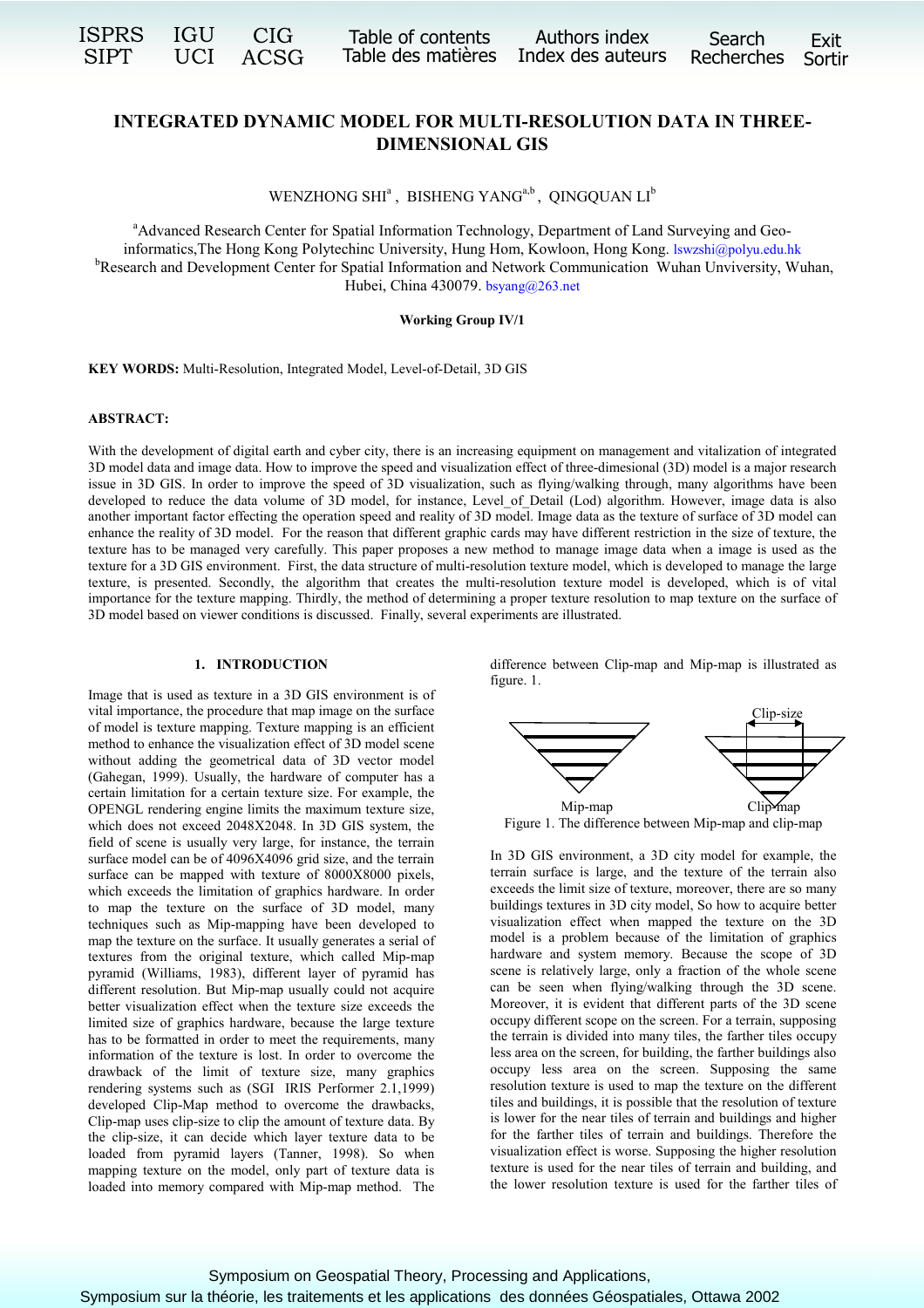# INTEGRATED DYNAMIC MODEL FOR MULTI-RESOLUTION DATA IN THREE-DIMENSIONAL GIS

WENZHONG SHI[a] , BISHENG YANG[a,b] , QINGQUAN LI[b]

[a]Advanced Research Center for Spatial Information Technology, Department of Land Surveying and Geo-informatics,The Hong Kong Polytechinc University, Hung Hom, Kowloon, Hong Kong. lswzshi@polyu.edu.hk
[b]Research and Development Center for Spatial Information and Network Communication Wuhan Univversity, Wuhan, Hubei, China 430079. bsyang@263.net

**Working Group IV/1**

**KEY WORDS:** Multi-Resolution, Integrated Model, Level-of-Detail, 3D GIS

**ABSTRACT:**

With the development of digital earth and cyber city, there is an increasing equipment on management and vitalization of integrated 3D model data and image data. How to improve the speed and visualization effect of three-dimesional (3D) model is a major research issue in 3D GIS. In order to improve the speed of 3D visualization, such as flying/walking through, many algorithms have been developed to reduce the data volume of 3D model, for instance, Level_of_Detail (Lod) algorithm. However, image data is also another important factor effecting the operation speed and reality of 3D model. Image data as the texture of surface of 3D model can enhance the reality of 3D model. For the reason that different graphic cards may have different restriction in the size of texture, the texture has to be managed very carefully. This paper proposes a new method to manage image data when a image is used as the texture for a 3D GIS environment. First, the data structure of multi-resolution texture model, which is developed to manage the large texture, is presented. Secondly, the algorithm that creates the multi-resolution texture model is developed, which is of vital importance for the texture mapping. Thirdly, the method of determining a proper texture resolution to map texture on the surface of 3D model based on viewer conditions is discussed. Finally, several experiments are illustrated.

## 1. INTRODUCTION

Image that is used as texture in a 3D GIS environment is of vital importance, the procedure that map image on the surface of model is texture mapping. Texture mapping is an efficient method to enhance the visualization effect of 3D model scene without adding the geometrical data of 3D vector model (Gahegan, 1999). Usually, the hardware of computer has a certain limitation for a certain texture size. For example, the OPENGL rendering engine limits the maximum texture size, which does not exceed 2048X2048. In 3D GIS system, the field of scene is usually very large, for instance, the terrain surface model can be of 4096X4096 grid size, and the terrain surface can be mapped with texture of 8000X8000 pixels, which exceeds the limitation of graphics hardware. In order to map the texture on the surface of 3D model, many techniques such as Mip-mapping have been developed to map the texture on the surface. It usually generates a serial of textures from the original texture, which called Mip-map pyramid (Williams, 1983), different layer of pyramid has different resolution. But Mip-map usually could not acquire better visualization effect when the texture size exceeds the limited size of graphics hardware, because the large texture has to be formatted in order to meet the requirements, many information of the texture is lost. In order to overcome the drawback of the limit of texture size, many graphics rendering systems such as (SGI IRIS Performer 2.1,1999) developed Clip-Map method to overcome the drawbacks, Clip-map uses clip-size to clip the amount of texture data. By the clip-size, it can decide which layer texture data to be loaded from pyramid layers (Tanner, 1998). So when mapping texture on the model, only part of texture data is loaded into memory compared with Mip-map method. The difference between Clip-map and Mip-map is illustrated as figure. 1.

Figure 1. The difference between Mip-map and clip-map

In 3D GIS environment, a 3D city model for example, the terrain surface is large, and the texture of the terrain also exceeds the limit size of texture, moreover, there are so many buildings textures in 3D city model, So how to acquire better visualization effect when mapped the texture on the 3D model is a problem because of the limitation of graphics hardware and system memory. Because the scope of 3D scene is relatively large, only a fraction of the whole scene can be seen when flying/walking through the 3D scene. Moreover, it is evident that different parts of the 3D scene occupy different scope on the screen. For a terrain, supposing the terrain is divided into many tiles, the farther tiles occupy less area on the screen, for building, the farther buildings also occupy less area on the screen. Supposing the same resolution texture is used to map the texture on the different tiles and buildings, it is possible that the resolution of texture is lower for the near tiles of terrain and buildings and higher for the farther tiles of terrain and buildings. Therefore the visualization effect is worse. Supposing the higher resolution texture is used for the near tiles of terrain and building, and the lower resolution texture is used for the farther tiles of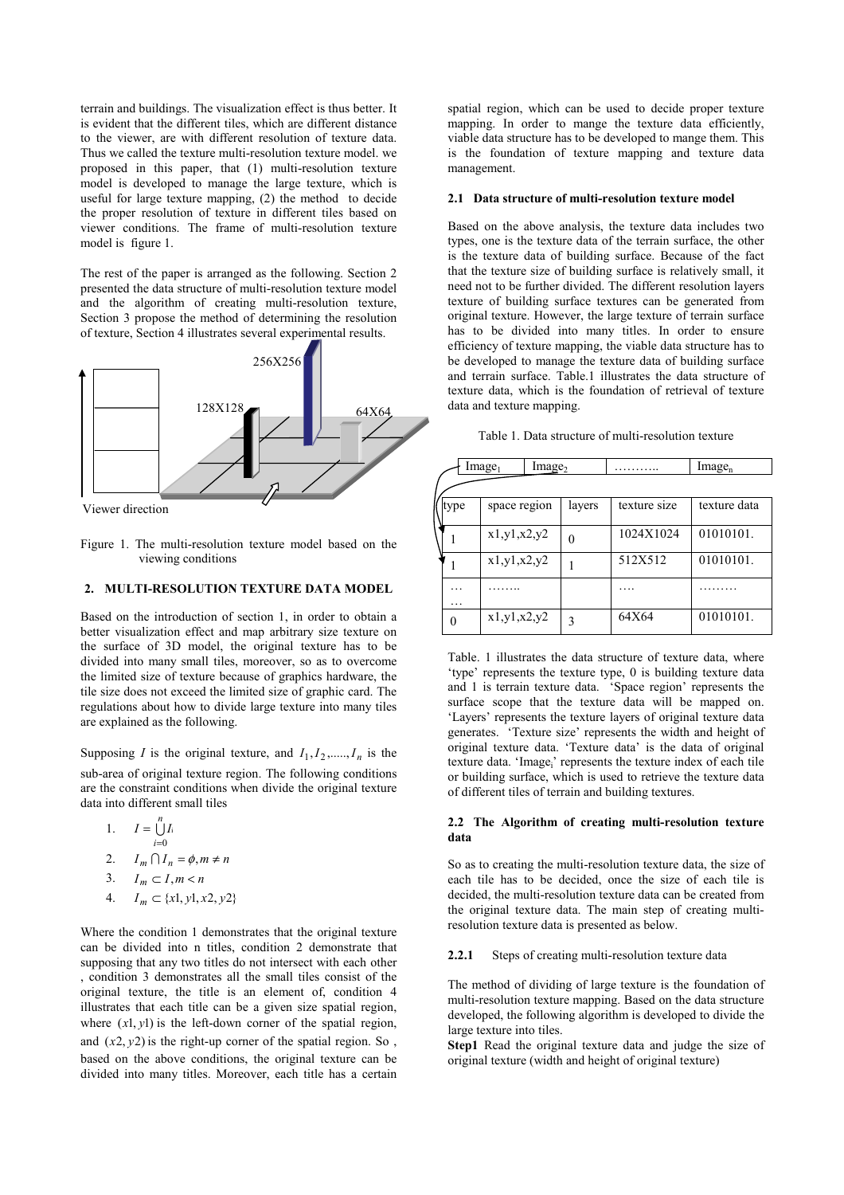terrain and buildings. The visualization effect is thus better. It is evident that the different tiles, which are different distance to the viewer, are with different resolution of texture data. Thus we called the texture multi-resolution texture model. we proposed in this paper, that (1) multi-resolution texture model is developed to manage the large texture, which is useful for large texture mapping, (2) the method to decide the proper resolution of texture in different tiles based on viewer conditions. The frame of multi-resolution texture model is figure 1.

The rest of the paper is arranged as the following. Section 2 presented the data structure of multi-resolution texture model and the algorithm of creating multi-resolution texture, Section 3 propose the method of determining the resolution of texture, Section 4 illustrates several experimental results.

Figure 1. The multi-resolution texture model based on the viewing conditions

## 2. MULTI-RESOLUTION TEXTURE DATA MODEL

Based on the introduction of section 1, in order to obtain a better visualization effect and map arbitrary size texture on the surface of 3D model, the original texture has to be divided into many small tiles, moreover, so as to overcome the limited size of texture because of graphics hardware, the tile size does not exceed the limited size of graphic card. The regulations about how to divide large texture into many tiles are explained as the following.

Supposing $I$ is the original texture, and $I_1, I_2, ......, I_n$ is the sub-area of original texture region. The following conditions are the constraint conditions when divide the original texture data into different small tiles

1. $I = \bigcup_{i=0}^{n} I_i$
2. $I_m \cap I_n = \phi, m \neq n$
3. $I_m \subset I, m < n$
4. $I_m \subset \{x1, y1, x2, y2\}$

Where the condition 1 demonstrates that the original texture can be divided into n titles, condition 2 demonstrate that supposing that any two titles do not intersect with each other , condition 3 demonstrates all the small tiles consist of the original texture, the title is an element of, condition 4 illustrates that each title can be a given size spatial region, where $(x1, y1)$ is the left-down corner of the spatial region, and $(x2, y2)$ is the right-up corner of the spatial region. So , based on the above conditions, the original texture can be divided into many titles. Moreover, each title has a certain spatial region, which can be used to decide proper texture mapping. In order to mange the texture data efficiently, viable data structure has to be developed to mange them. This is the foundation of texture mapping and texture data management.

### 2.1 Data structure of multi-resolution texture model

Based on the above analysis, the texture data includes two types, one is the texture data of the terrain surface, the other is the texture data of building surface. Because of the fact that the texture size of building surface is relatively small, it need not to be further divided. The different resolution layers texture of building surface textures can be generated from original texture. However, the large texture of terrain surface has to be divided into many titles. In order to ensure efficiency of texture mapping, the viable data structure has to be developed to manage the texture data of building surface and terrain surface. Table.1 illustrates the data structure of texture data, which is the foundation of retrieval of texture data and texture mapping.

Table 1. Data structure of multi-resolution texture

| $Image_1$ | $Image_2$ | ……….. | $Image_n$ |
|---|---|---|---|

| type | space region | layers | texture size | texture data |
|---|---|---|---|---|
| 1 | x1,y1,x2,y2 | 0 | 1024X1024 | 01010101. |
| 1 | x1,y1,x2,y2 | 1 | 512X512 | 01010101. |
| … … | …….. | | …. | ……… |
| 0 | x1,y1,x2,y2 | 3 | 64X64 | 01010101. |

Table. 1 illustrates the data structure of texture data, where 'type' represents the texture type, 0 is building texture data and 1 is terrain texture data. 'Space region' represents the surface scope that the texture data will be mapped on. 'Layers' represents the texture layers of original texture data generates. 'Texture size' represents the width and height of original texture data. 'Texture data' is the data of original texture data. '$Image_i$' represents the texture index of each tile or building surface, which is used to retrieve the texture data of different tiles of terrain and building textures.

### 2.2 The Algorithm of creating multi-resolution texture data

So as to creating the multi-resolution texture data, the size of each tile has to be decided, once the size of each tile is decided, the multi-resolution texture data can be created from the original texture data. The main step of creating multi-resolution texture data is presented as below.

#### 2.2.1 Steps of creating multi-resolution texture data

The method of dividing of large texture is the foundation of multi-resolution texture mapping. Based on the data structure developed, the following algorithm is developed to divide the large texture into tiles.

**Step1** Read the original texture data and judge the size of original texture (width and height of original texture)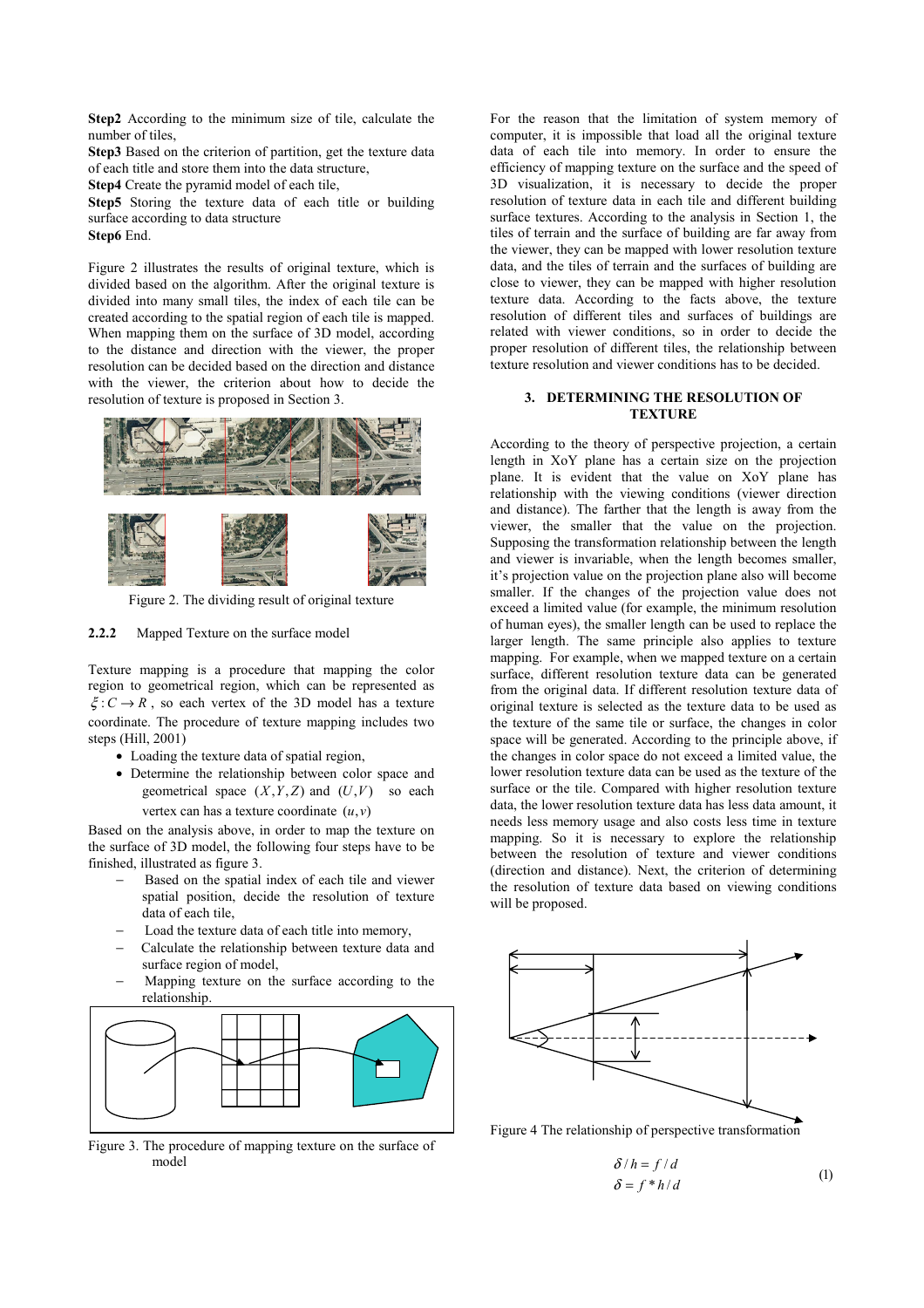**Step2** According to the minimum size of tile, calculate the number of tiles,

**Step3** Based on the criterion of partition, get the texture data of each title and store them into the data structure,

**Step4** Create the pyramid model of each tile,

**Step5** Storing the texture data of each title or building surface according to data structure

**Step6** End.

Figure 2 illustrates the results of original texture, which is divided based on the algorithm. After the original texture is divided into many small tiles, the index of each tile can be created according to the spatial region of each tile is mapped. When mapping them on the surface of 3D model, according to the distance and direction with the viewer, the proper resolution can be decided based on the direction and distance with the viewer, the criterion about how to decide the resolution of texture is proposed in Section 3.

Figure 2. The dividing result of original texture

### 2.2.2 Mapped Texture on the surface model

Texture mapping is a procedure that mapping the color region to geometrical region, which can be represented as $\xi : C \rightarrow R$, so each vertex of the 3D model has a texture coordinate. The procedure of texture mapping includes two steps (Hill, 2001)

- Loading the texture data of spatial region,
- Determine the relationship between color space and geometrical space $(X, Y, Z)$ and $(U, V)$ so each vertex can has a texture coordinate $(u, v)$

Based on the analysis above, in order to map the texture on the surface of 3D model, the following four steps have to be finished, illustrated as figure 3.

- Based on the spatial index of each tile and viewer spatial position, decide the resolution of texture data of each tile,
- Load the texture data of each title into memory,
- Calculate the relationship between texture data and surface region of model,
- Mapping texture on the surface according to the relationship.

Figure 3. The procedure of mapping texture on the surface of model

For the reason that the limitation of system memory of computer, it is impossible that load all the original texture data of each tile into memory. In order to ensure the efficiency of mapping texture on the surface and the speed of 3D visualization, it is necessary to decide the proper resolution of texture data in each tile and different building surface textures. According to the analysis in Section 1, the tiles of terrain and the surface of building are far away from the viewer, they can be mapped with lower resolution texture data, and the tiles of terrain and the surfaces of building are close to viewer, they can be mapped with higher resolution texture data. According to the facts above, the texture resolution of different tiles and surfaces of buildings are related with viewer conditions, so in order to decide the proper resolution of different tiles, the relationship between texture resolution and viewer conditions has to be decided.

## 3. DETERMINING THE RESOLUTION OF TEXTURE

According to the theory of perspective projection, a certain length in XoY plane has a certain size on the projection plane. It is evident that the value on XoY plane has relationship with the viewing conditions (viewer direction and distance). The farther that the length is away from the viewer, the smaller that the value on the projection. Supposing the transformation relationship between the length and viewer is invariable, when the length becomes smaller, it's projection value on the projection plane also will become smaller. If the changes of the projection value does not exceed a limited value (for example, the minimum resolution of human eyes), the smaller length can be used to replace the larger length. The same principle also applies to texture mapping. For example, when we mapped texture on a certain surface, different resolution texture data can be generated from the original data. If different resolution texture data of original texture is selected as the texture data to be used as the texture of the same tile or surface, the changes in color space will be generated. According to the principle above, if the changes in color space do not exceed a limited value, the lower resolution texture data can be used as the texture of the surface or the tile. Compared with higher resolution texture data, the lower resolution texture data has less data amount, it needs less memory usage and also costs less time in texture mapping. So it is necessary to explore the relationship between the resolution of texture and viewer conditions (direction and distance). Next, the criterion of determining the resolution of texture data based on viewing conditions will be proposed.

Figure 4 The relationship of perspective transformation

$$\delta / h = f / d$$
$$\delta = f * h / d \tag{1}$$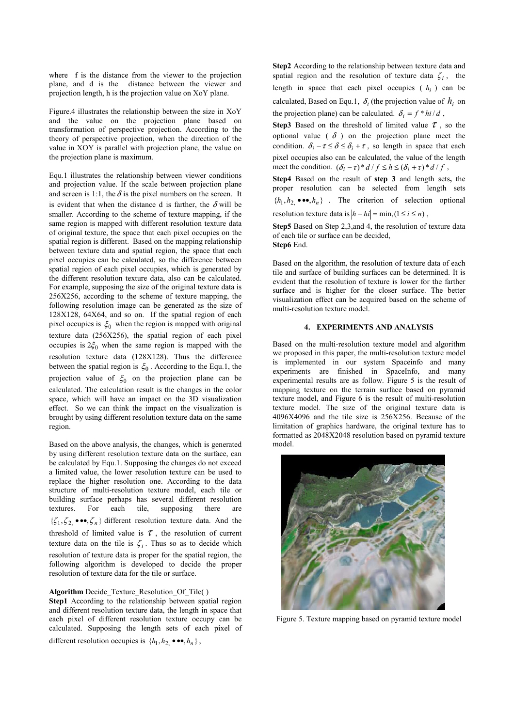where f is the distance from the viewer to the projection plane, and d is the distance between the viewer and projection length, h is the projection value on XoY plane.

Figure.4 illustrates the relationship between the size in XoY and the value on the projection plane based on transformation of perspective projection. According to the theory of perspective projection, when the direction of the value in XOY is parallel with projection plane, the value on the projection plane is maximum.

Equ.1 illustrates the relationship between viewer conditions and projection value. If the scale between projection plane and screen is 1:1, the $\delta$ is the pixel numbers on the screen. It is evident that when the distance d is farther, the $\delta$ will be smaller. According to the scheme of texture mapping, if the same region is mapped with different resolution texture data of original texture, the space that each pixel occupies on the spatial region is different. Based on the mapping relationship between texture data and spatial region, the space that each pixel occupies can be calculated, so the difference between spatial region of each pixel occupies, which is generated by the different resolution texture data, also can be calculated. For example, supposing the size of the original texture data is 256X256, according to the scheme of texture mapping, the following resolution image can be generated as the size of 128X128, 64X64, and so on. If the spatial region of each pixel occupies is $\xi_0$ when the region is mapped with original texture data (256X256), the spatial region of each pixel occupies is $2\xi_0$ when the same region is mapped with the resolution texture data (128X128). Thus the difference between the spatial region is $\xi_0$. According to the Equ.1, the projection value of $\xi_0$ on the projection plane can be calculated. The calculation result is the changes in the color space, which will have an impact on the 3D visualization effect. So we can think the impact on the visualization is brought by using different resolution texture data on the same region.

Based on the above analysis, the changes, which is generated by using different resolution texture data on the surface, can be calculated by Equ.1. Supposing the changes do not exceed a limited value, the lower resolution texture can be used to replace the higher resolution one. According to the data structure of multi-resolution texture model, each tile or building surface perhaps has several different resolution textures. For each tile, supposing there are $\{\zeta_1, \zeta_2, \bullet\bullet\bullet, \zeta_n\}$ different resolution texture data. And the threshold of limited value is $\tau$, the resolution of current texture data on the tile is $\zeta_i$. Thus so as to decide which resolution of texture data is proper for the spatial region, the following algorithm is developed to decide the proper resolution of texture data for the tile or surface.

**Algorithm** Decide_Texture_Resolution_Of_Tile( )

**Step1** According to the relationship between spatial region and different resolution texture data, the length in space that each pixel of different resolution texture occupy can be calculated. Supposing the length sets of each pixel of different resolution occupies is $\{h_1, h_2, \bullet\bullet\bullet, h_n\}$,

**Step2** According to the relationship between texture data and spatial region and the resolution of texture data $\zeta_i$, the length in space that each pixel occupies ( $h_i$ ) can be calculated, Based on Equ.1, $\delta_i$ (the projection value of $h_i$ on the projection plane) can be calculated. $\delta_i = f * hi / d$ ,

**Step3** Based on the threshold of limited value $\tau$, so the optional value ( $\delta$ ) on the projection plane meet the condition. $\delta_i - \tau \le \delta \le \delta_i + \tau$, so length in space that each pixel occupies also can be calculated, the value of the length meet the condition. $(\delta_i - \tau) * d / f \le h \le (\delta_i + \tau) * d / f$ ,

**Step4** Based on the result of **step 3** and length sets**,** the proper resolution can be selected from length sets $\{h_1, h_2, \bullet\bullet\bullet, h_n\}$ . The criterion of selection optional resolution texture data is $|h - hi| = \min, (1 \le i \le n)$ ,

**Step5** Based on Step 2,3,and 4, the resolution of texture data of each tile or surface can be decided,

**Step6** End.

Based on the algorithm, the resolution of texture data of each tile and surface of building surfaces can be determined. It is evident that the resolution of texture is lower for the farther surface and is higher for the closer surface. The better visualization effect can be acquired based on the scheme of multi-resolution texture model.

## 4. EXPERIMENTS AND ANALYSIS

Based on the multi-resolution texture model and algorithm we proposed in this paper, the multi-resolution texture model is implemented in our system Spaceinfo and many experiments are finished in SpaceInfo, and many experimental results are as follow. Figure 5 is the result of mapping texture on the terrain surface based on pyramid texture model, and Figure 6 is the result of multi-resolution texture model. The size of the original texture data is 4096X4096 and the tile size is 256X256. Because of the limitation of graphics hardware, the original texture has to formatted as 2048X2048 resolution based on pyramid texture model.

Figure 5. Texture mapping based on pyramid texture model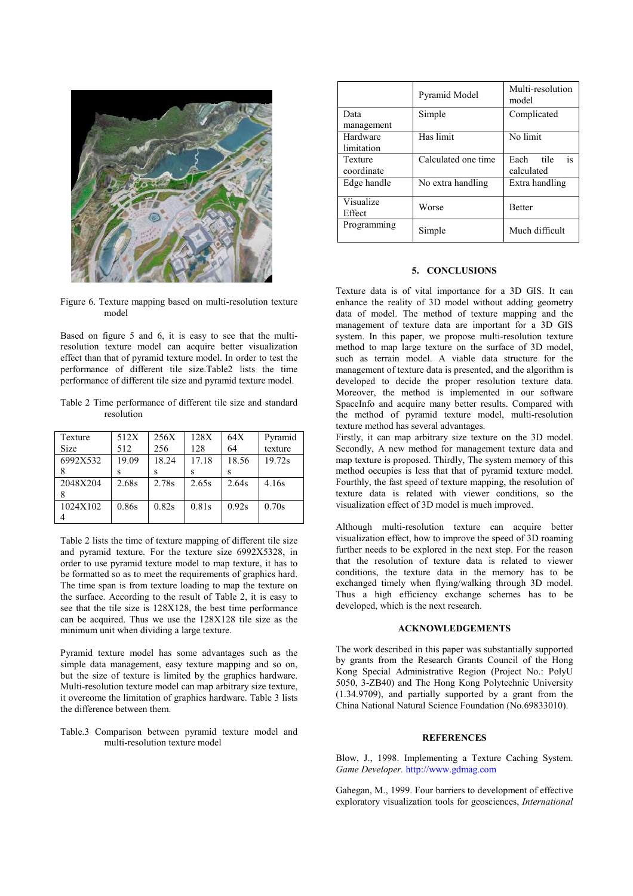Figure 6. Texture mapping based on multi-resolution texture model

Based on figure 5 and 6, it is easy to see that the multi-resolution texture model can acquire better visualization effect than that of pyramid texture model. In order to test the performance of different tile size.Table2 lists the time performance of different tile size and pyramid texture model.

Table 2 Time performance of different tile size and standard resolution

| Texture Size | 512X 512 | 256X 256 | 128X 128 | 64X 64 | Pyramid texture |
|---|---|---|---|---|---|
| 6992X5328 | 19.09 s | 18.24 s | 17.18 s | 18.56 s | 19.72s |
| 2048X2048 | 2.68s | 2.78s | 2.65s | 2.64s | 4.16s |
| 1024X1024 | 0.86s | 0.82s | 0.81s | 0.92s | 0.70s |

Table 2 lists the time of texture mapping of different tile size and pyramid texture. For the texture size 6992X5328, in order to use pyramid texture model to map texture, it has to be formatted so as to meet the requirements of graphics hard. The time span is from texture loading to map the texture on the surface. According to the result of Table 2, it is easy to see that the tile size is 128X128, the best time performance can be acquired. Thus we use the 128X128 tile size as the minimum unit when dividing a large texture.

Pyramid texture model has some advantages such as the simple data management, easy texture mapping and so on, but the size of texture is limited by the graphics hardware. Multi-resolution texture model can map arbitrary size texture, it overcome the limitation of graphics hardware. Table 3 lists the difference between them.

Table.3 Comparison between pyramid texture model and multi-resolution texture model

| | Pyramid Model | Multi-resolution model |
|---|---|---|
| Data management | Simple | Complicated |
| Hardware limitation | Has limit | No limit |
| Texture coordinate | Calculated one time | Each tile is calculated |
| Edge handle | No extra handling | Extra handling |
| Visualize Effect | Worse | Better |
| Programming | Simple | Much difficult |

## 5. CONCLUSIONS

Texture data is of vital importance for a 3D GIS. It can enhance the reality of 3D model without adding geometry data of model. The method of texture mapping and the management of texture data are important for a 3D GIS system. In this paper, we propose multi-resolution texture method to map large texture on the surface of 3D model, such as terrain model. A viable data structure for the management of texture data is presented, and the algorithm is developed to decide the proper resolution texture data. Moreover, the method is implemented in our software SpaceInfo and acquire many better results. Compared with the method of pyramid texture model, multi-resolution texture method has several advantages.
Firstly, it can map arbitrary size texture on the 3D model. Secondly, A new method for management texture data and map texture is proposed. Thirdly, The system memory of this method occupies is less that that of pyramid texture model. Fourthly, the fast speed of texture mapping, the resolution of texture data is related with viewer conditions, so the visualization effect of 3D model is much improved.

Although multi-resolution texture can acquire better visualization effect, how to improve the speed of 3D roaming further needs to be explored in the next step. For the reason that the resolution of texture data is related to viewer conditions, the texture data in the memory has to be exchanged timely when flying/walking through 3D model. Thus a high efficiency exchange schemes has to be developed, which is the next research.

## ACKNOWLEDGEMENTS

The work described in this paper was substantially supported by grants from the Research Grants Council of the Hong Kong Special Administrative Region (Project No.: PolyU 5050, 3-ZB40) and The Hong Kong Polytechnic University (1.34.9709), and partially supported by a grant from the China National Natural Science Foundation (No.69833010).

## REFERENCES

Blow, J., 1998. Implementing a Texture Caching System. *Game Developer.* http://www.gdmag.com

Gahegan, M., 1999. Four barriers to development of effective exploratory visualization tools for geosciences, *International*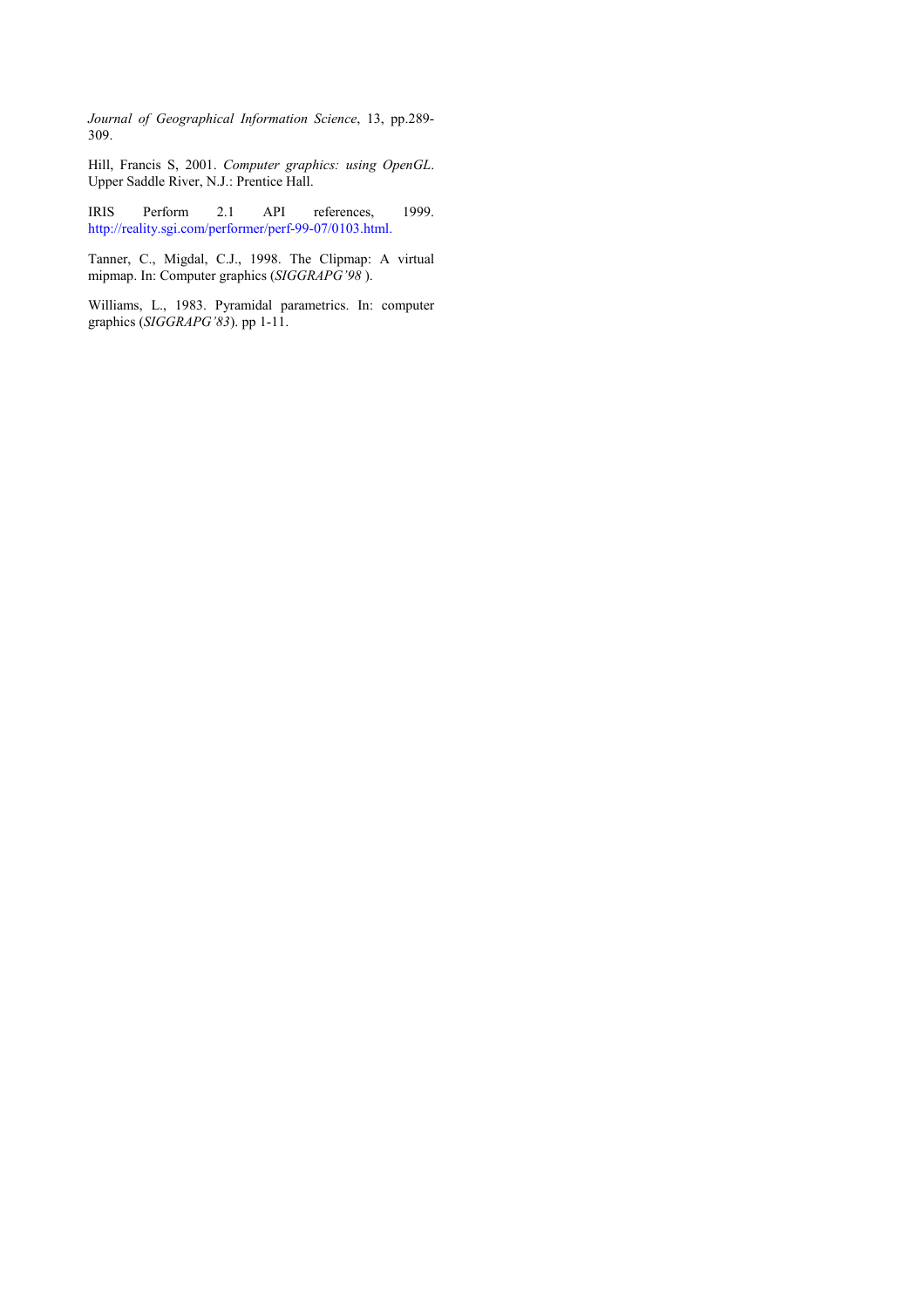*Journal of Geographical Information Science*, 13, pp.289-309.

Hill, Francis S, 2001. *Computer graphics: using OpenGL*. Upper Saddle River, N.J.: Prentice Hall.

IRIS Perform 2.1 API references, 1999. http://reality.sgi.com/performer/perf-99-07/0103.html.

Tanner, C., Migdal, C.J., 1998. The Clipmap: A virtual mipmap. In: Computer graphics (*SIGGRAPG'98* ).

Williams, L., 1983. Pyramidal parametrics. In: computer graphics (*SIGGRAPG'83*). pp 1-11.